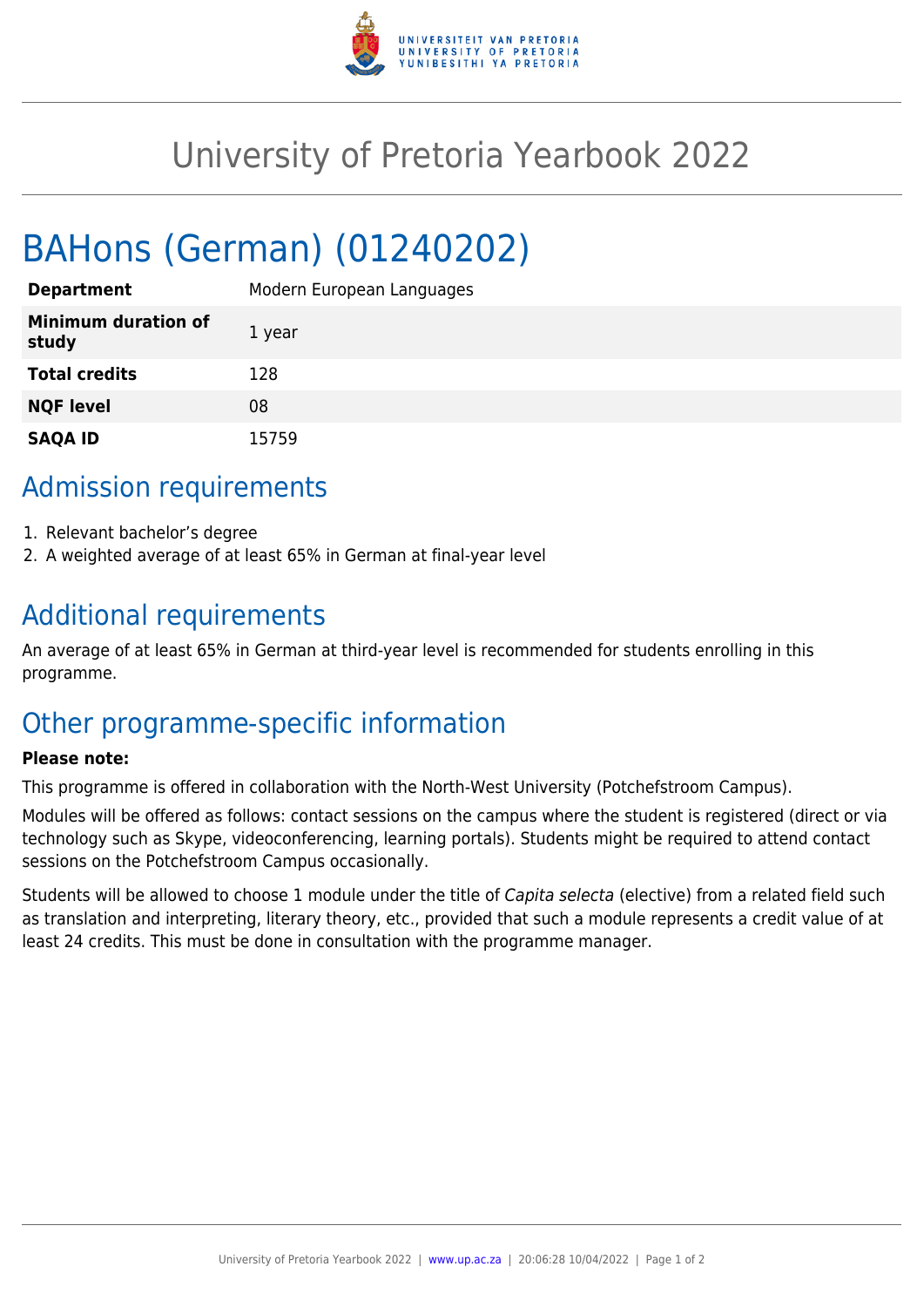# University of Pretoria Yearbook 2022

## BAHons (German) (01240202)

| | |
|---|---|
| **Department** | Modern European Languages |
| **Minimum duration of study** | 1 year |
| **Total credits** | 128 |
| **NQF level** | 08 |
| **SAQA ID** | 15759 |

## Admission requirements

1. Relevant bachelor's degree
2. A weighted average of at least 65% in German at final-year level

## Additional requirements

An average of at least 65% in German at third-year level is recommended for students enrolling in this programme.

## Other programme-specific information

**Please note:**

This programme is offered in collaboration with the North-West University (Potchefstroom Campus).

Modules will be offered as follows: contact sessions on the campus where the student is registered (direct or via technology such as Skype, videoconferencing, learning portals). Students might be required to attend contact sessions on the Potchefstroom Campus occasionally.

Students will be allowed to choose 1 module under the title of *Capita selecta* (elective) from a related field such as translation and interpreting, literary theory, etc., provided that such a module represents a credit value of at least 24 credits. This must be done in consultation with the programme manager.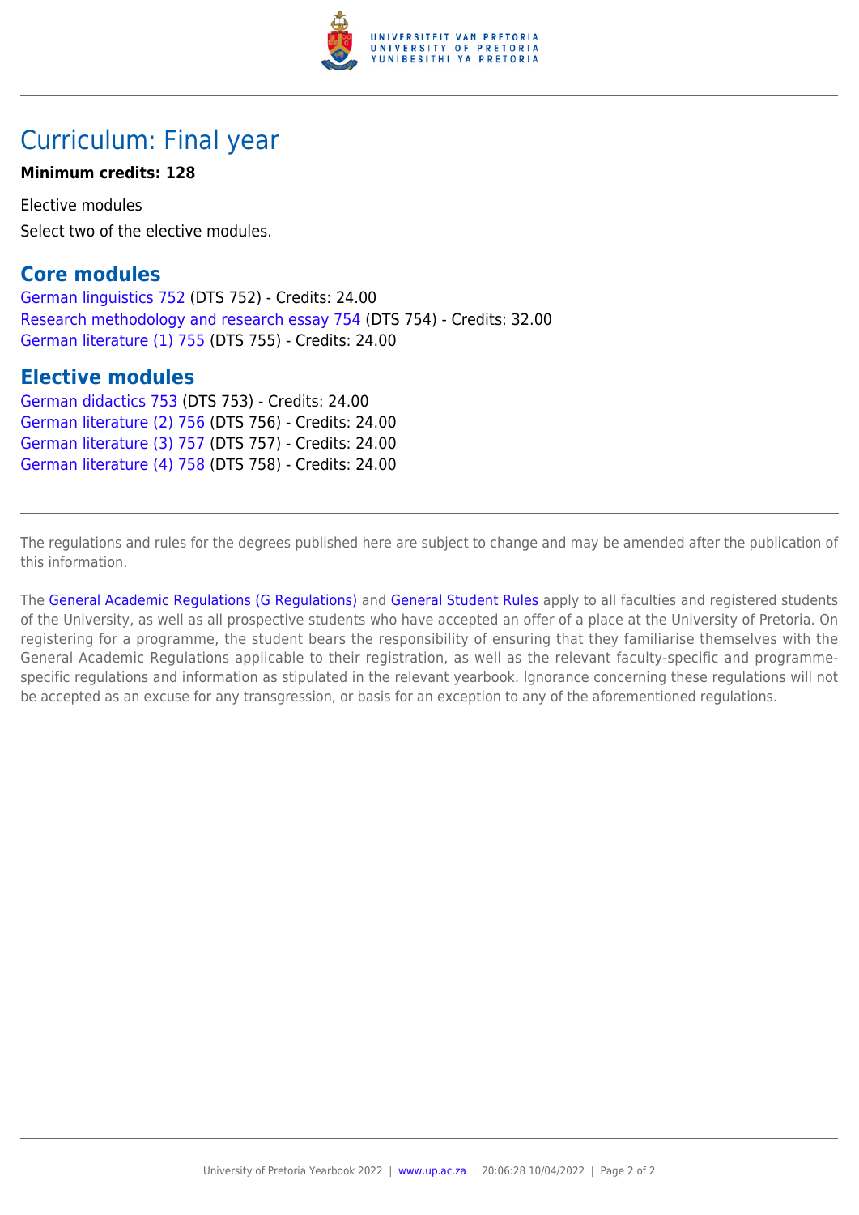## Curriculum: Final year

**Minimum credits: 128**

Elective modules

Select two of the elective modules.

### Core modules

German linguistics 752 (DTS 752) - Credits: 24.00
Research methodology and research essay 754 (DTS 754) - Credits: 32.00
German literature (1) 755 (DTS 755) - Credits: 24.00

### Elective modules

German didactics 753 (DTS 753) - Credits: 24.00
German literature (2) 756 (DTS 756) - Credits: 24.00
German literature (3) 757 (DTS 757) - Credits: 24.00
German literature (4) 758 (DTS 758) - Credits: 24.00

---

The regulations and rules for the degrees published here are subject to change and may be amended after the publication of this information.

The General Academic Regulations (G Regulations) and General Student Rules apply to all faculties and registered students of the University, as well as all prospective students who have accepted an offer of a place at the University of Pretoria. On registering for a programme, the student bears the responsibility of ensuring that they familiarise themselves with the General Academic Regulations applicable to their registration, as well as the relevant faculty-specific and programme-specific regulations and information as stipulated in the relevant yearbook. Ignorance concerning these regulations will not be accepted as an excuse for any transgression, or basis for an exception to any of the aforementioned regulations.